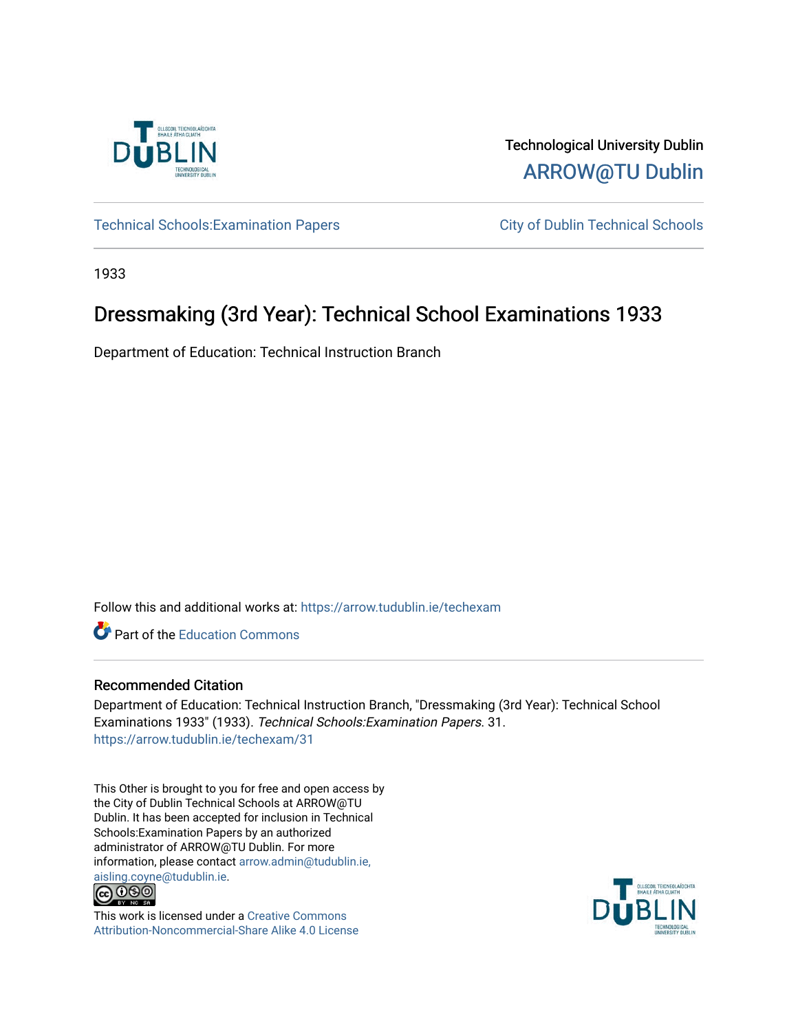Technological University Dublin

ARROW@TU Dublin

Technical Schools:Examination Papers | City of Dublin Technical Schools

1933

# Dressmaking (3rd Year): Technical School Examinations 1933

Department of Education: Technical Instruction Branch

Follow this and additional works at: https://arrow.tudublin.ie/techexam

Part of the Education Commons

## Recommended Citation

Department of Education: Technical Instruction Branch, "Dressmaking (3rd Year): Technical School Examinations 1933" (1933). *Technical Schools:Examination Papers*. 31.
https://arrow.tudublin.ie/techexam/31

This Other is brought to you for free and open access by the City of Dublin Technical Schools at ARROW@TU Dublin. It has been accepted for inclusion in Technical Schools:Examination Papers by an authorized administrator of ARROW@TU Dublin. For more information, please contact arrow.admin@tudublin.ie, aisling.coyne@tudublin.ie.

This work is licensed under a Creative Commons Attribution-Noncommercial-Share Alike 4.0 License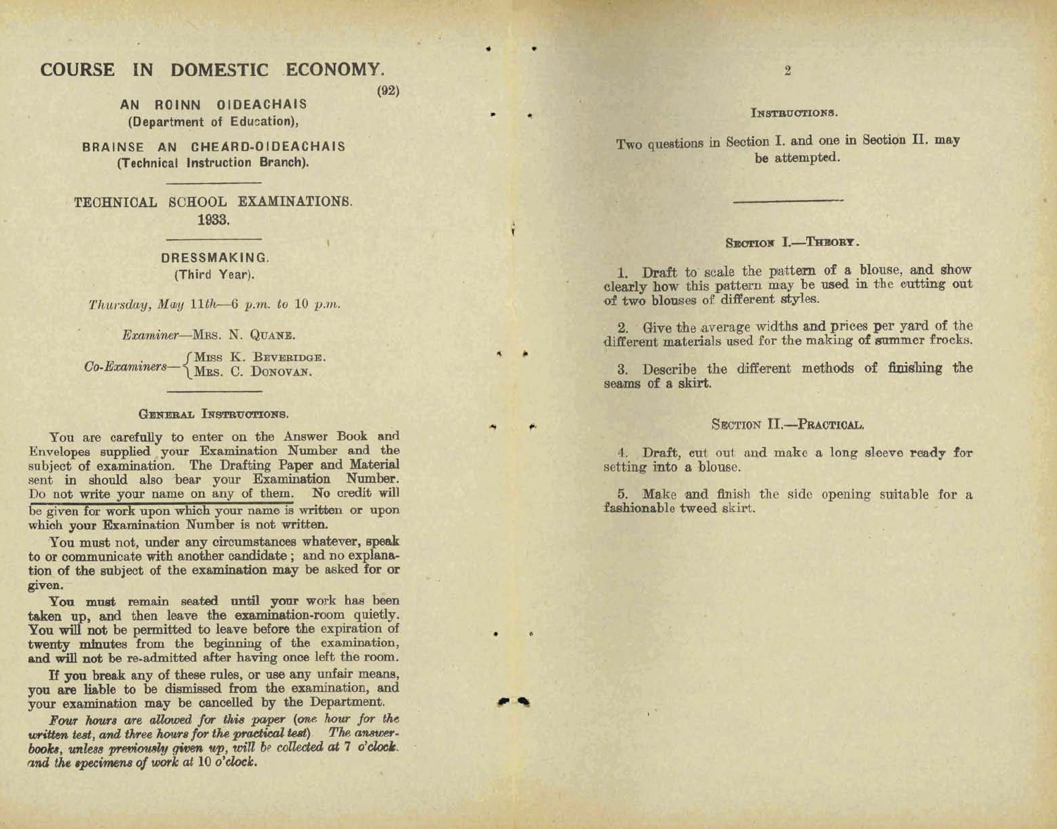# COURSE IN DOMESTIC ECONOMY.

(92)

**AN ROINN OIDEACHAIS**
**(Department of Education),**

**BRAINSE AN CHEARD-OIDEACHAIS**
**(Technical Instruction Branch).**

---

TECHNICAL SCHOOL EXAMINATIONS.
1933.

---

**DRESSMAKING.**
**(Third Year).**

*Thursday, May 11th*—6 *p.m. to* 10 *p.m.*

*Examiner*—MRS. N. QUANE.

*Co-Examiners*—{MISS K. BEVERIDGE. / MRS. C. DONOVAN.

---

## GENERAL INSTRUCTIONS.

You are carefully to enter on the Answer Book and Envelopes supplied your Examination Number and the subject of examination. The Drafting Paper and Material sent in should also bear your Examination Number. Do not write your name on any of them. No credit will be given for work upon which your name is written or upon which your Examination Number is not written.

You must not, under any circumstances whatever, speak to or communicate with another candidate; and no explanation of the subject of the examination may be asked for or given.

You must remain seated until your work has been taken up, and then leave the examination-room quietly. You will not be permitted to leave before the expiration of twenty minutes from the beginning of the examination, and will not be re-admitted after having once left the room.

If you break any of these rules, or use any unfair means, you are liable to be dismissed from the examination, and your examination may be cancelled by the Department.

***Four hours are allowed for this paper** (one hour for the written test, and three hours for the practical test). **The answer-books, unless previously given up, will be collected at 7 o'clock, and the specimens of work at 10 o'clock.***

## INSTRUCTIONS.

Two questions in Section I. and one in Section II. may be attempted.

---

### SECTION I.—THEORY.

1. Draft to scale the pattern of a blouse, and show clearly how this pattern may be used in the cutting out of two blouses of different styles.

2. Give the average widths and prices per yard of the different materials used for the making of summer frocks.

3. Describe the different methods of finishing the seams of a skirt.

### SECTION II.—PRACTICAL.

4. Draft, cut out and make a long sleeve ready for setting into a blouse.

5. Make and finish the side opening suitable for a fashionable tweed skirt.